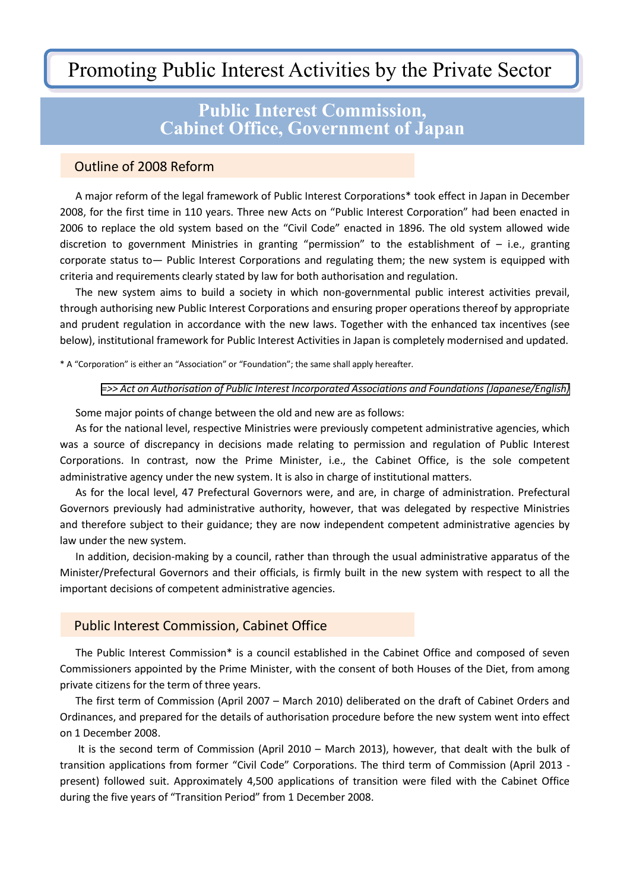# Promoting Public Interest Activities by the Private Sector

## Public Interest Commission, Cabinet Office, Government of Japan

### Outline of 2008 Reform

A major reform of the legal framework of Public Interest Corporations* took effect in Japan in December 2008, for the first time in 110 years. Three new Acts on "Public Interest Corporation" had been enacted in 2006 to replace the old system based on the "Civil Code" enacted in 1896. The old system allowed wide discretion to government Ministries in granting "permission" to the establishment of – i.e., granting corporate status to— Public Interest Corporations and regulating them; the new system is equipped with criteria and requirements clearly stated by law for both authorisation and regulation.

The new system aims to build a society in which non-governmental public interest activities prevail, through authorising new Public Interest Corporations and ensuring proper operations thereof by appropriate and prudent regulation in accordance with the new laws. Together with the enhanced tax incentives (see below), institutional framework for Public Interest Activities in Japan is completely modernised and updated.

* A "Corporation" is either an "Association" or "Foundation"; the same shall apply hereafter.

*=>> Act on Authorisation of Public Interest Incorporated Associations and Foundations (Japanese/English)*

Some major points of change between the old and new are as follows:

As for the national level, respective Ministries were previously competent administrative agencies, which was a source of discrepancy in decisions made relating to permission and regulation of Public Interest Corporations. In contrast, now the Prime Minister, i.e., the Cabinet Office, is the sole competent administrative agency under the new system. It is also in charge of institutional matters.

As for the local level, 47 Prefectural Governors were, and are, in charge of administration. Prefectural Governors previously had administrative authority, however, that was delegated by respective Ministries and therefore subject to their guidance; they are now independent competent administrative agencies by law under the new system.

In addition, decision-making by a council, rather than through the usual administrative apparatus of the Minister/Prefectural Governors and their officials, is firmly built in the new system with respect to all the important decisions of competent administrative agencies.

### Public Interest Commission, Cabinet Office

The Public Interest Commission* is a council established in the Cabinet Office and composed of seven Commissioners appointed by the Prime Minister, with the consent of both Houses of the Diet, from among private citizens for the term of three years.

The first term of Commission (April 2007 – March 2010) deliberated on the draft of Cabinet Orders and Ordinances, and prepared for the details of authorisation procedure before the new system went into effect on 1 December 2008.

It is the second term of Commission (April 2010 – March 2013), however, that dealt with the bulk of transition applications from former "Civil Code" Corporations. The third term of Commission (April 2013 - present) followed suit. Approximately 4,500 applications of transition were filed with the Cabinet Office during the five years of "Transition Period" from 1 December 2008.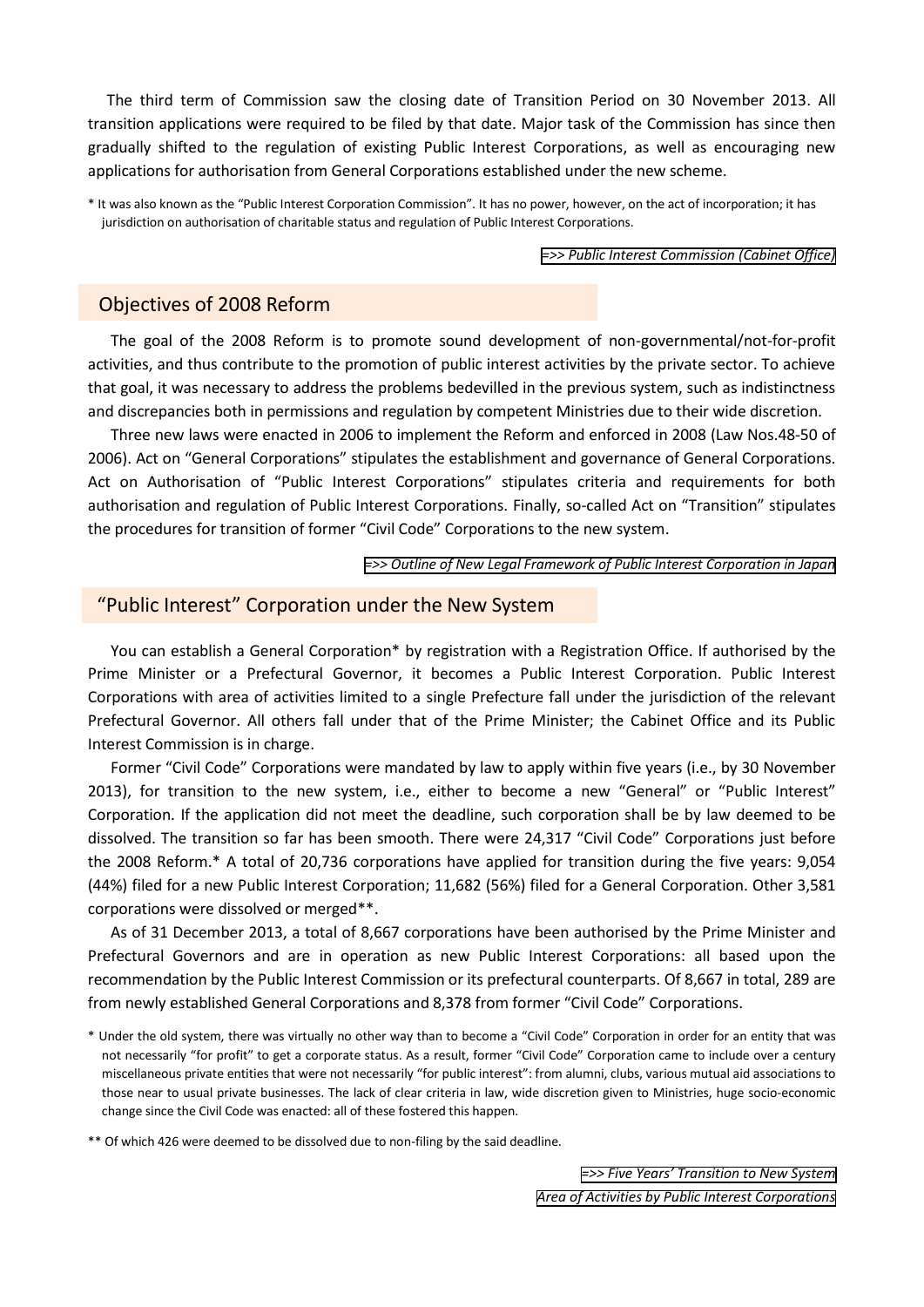The third term of Commission saw the closing date of Transition Period on 30 November 2013. All transition applications were required to be filed by that date. Major task of the Commission has since then gradually shifted to the regulation of existing Public Interest Corporations, as well as encouraging new applications for authorisation from General Corporations established under the new scheme.

\* It was also known as the "Public Interest Corporation Commission". It has no power, however, on the act of incorporation; it has jurisdiction on authorisation of charitable status and regulation of Public Interest Corporations.

*=>> Public Interest Commission (Cabinet Office)*

## Objectives of 2008 Reform

The goal of the 2008 Reform is to promote sound development of non-governmental/not-for-profit activities, and thus contribute to the promotion of public interest activities by the private sector. To achieve that goal, it was necessary to address the problems bedevilled in the previous system, such as indistinctness and discrepancies both in permissions and regulation by competent Ministries due to their wide discretion.

Three new laws were enacted in 2006 to implement the Reform and enforced in 2008 (Law Nos.48-50 of 2006). Act on "General Corporations" stipulates the establishment and governance of General Corporations. Act on Authorisation of "Public Interest Corporations" stipulates criteria and requirements for both authorisation and regulation of Public Interest Corporations. Finally, so-called Act on "Transition" stipulates the procedures for transition of former "Civil Code" Corporations to the new system.

*=>> Outline of New Legal Framework of Public Interest Corporation in Japan*

## "Public Interest" Corporation under the New System

You can establish a General Corporation\* by registration with a Registration Office. If authorised by the Prime Minister or a Prefectural Governor, it becomes a Public Interest Corporation. Public Interest Corporations with area of activities limited to a single Prefecture fall under the jurisdiction of the relevant Prefectural Governor. All others fall under that of the Prime Minister; the Cabinet Office and its Public Interest Commission is in charge.

Former "Civil Code" Corporations were mandated by law to apply within five years (i.e., by 30 November 2013), for transition to the new system, i.e., either to become a new "General" or "Public Interest" Corporation. If the application did not meet the deadline, such corporation shall be by law deemed to be dissolved. The transition so far has been smooth. There were 24,317 "Civil Code" Corporations just before the 2008 Reform.\* A total of 20,736 corporations have applied for transition during the five years: 9,054 (44%) filed for a new Public Interest Corporation; 11,682 (56%) filed for a General Corporation. Other 3,581 corporations were dissolved or merged\*\*.

As of 31 December 2013, a total of 8,667 corporations have been authorised by the Prime Minister and Prefectural Governors and are in operation as new Public Interest Corporations: all based upon the recommendation by the Public Interest Commission or its prefectural counterparts. Of 8,667 in total, 289 are from newly established General Corporations and 8,378 from former "Civil Code" Corporations.

\* Under the old system, there was virtually no other way than to become a "Civil Code" Corporation in order for an entity that was not necessarily "for profit" to get a corporate status. As a result, former "Civil Code" Corporation came to include over a century miscellaneous private entities that were not necessarily "for public interest": from alumni, clubs, various mutual aid associations to those near to usual private businesses. The lack of clear criteria in law, wide discretion given to Ministries, huge socio-economic change since the Civil Code was enacted: all of these fostered this happen.

\*\* Of which 426 were deemed to be dissolved due to non-filing by the said deadline.

*=>> Five Years' Transition to New System*

*Area of Activities by Public Interest Corporations*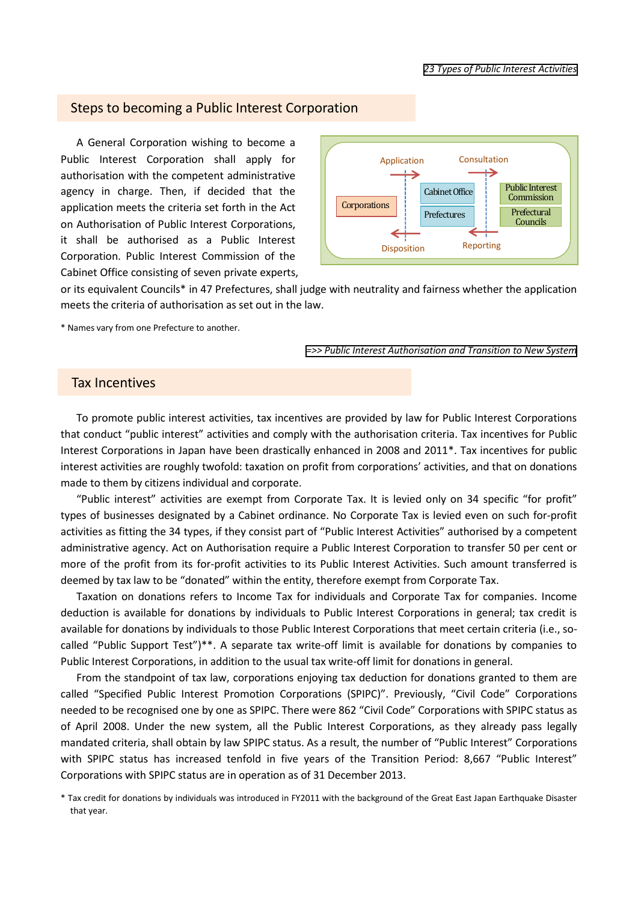[23 Types of Public Interest Activities]

## Steps to becoming a Public Interest Corporation

A General Corporation wishing to become a Public Interest Corporation shall apply for authorisation with the competent administrative agency in charge. Then, if decided that the application meets the criteria set forth in the Act on Authorisation of Public Interest Corporations, it shall be authorised as a Public Interest Corporation. Public Interest Commission of the Cabinet Office consisting of seven private experts, or its equivalent Councils* in 47 Prefectures, shall judge with neutrality and fairness whether the application meets the criteria of authorisation as set out in the law.

Application → Consultation →
Corporations | Cabinet Office / Prefectures | Public Interest Commission / Prefectural Councils
← Disposition ← Reporting

* Names vary from one Prefecture to another.

[=>> Public Interest Authorisation and Transition to New System]

## Tax Incentives

To promote public interest activities, tax incentives are provided by law for Public Interest Corporations that conduct "public interest" activities and comply with the authorisation criteria. Tax incentives for Public Interest Corporations in Japan have been drastically enhanced in 2008 and 2011*. Tax incentives for public interest activities are roughly twofold: taxation on profit from corporations' activities, and that on donations made to them by citizens individual and corporate.

"Public interest" activities are exempt from Corporate Tax. It is levied only on 34 specific "for profit" types of businesses designated by a Cabinet ordinance. No Corporate Tax is levied even on such for-profit activities as fitting the 34 types, if they consist part of "Public Interest Activities" authorised by a competent administrative agency. Act on Authorisation require a Public Interest Corporation to transfer 50 per cent or more of the profit from its for-profit activities to its Public Interest Activities. Such amount transferred is deemed by tax law to be "donated" within the entity, therefore exempt from Corporate Tax.

Taxation on donations refers to Income Tax for individuals and Corporate Tax for companies. Income deduction is available for donations by individuals to Public Interest Corporations in general; tax credit is available for donations by individuals to those Public Interest Corporations that meet certain criteria (i.e., so-called "Public Support Test")**. A separate tax write-off limit is available for donations by companies to Public Interest Corporations, in addition to the usual tax write-off limit for donations in general.

From the standpoint of tax law, corporations enjoying tax deduction for donations granted to them are called "Specified Public Interest Promotion Corporations (SPIPC)". Previously, "Civil Code" Corporations needed to be recognised one by one as SPIPC. There were 862 "Civil Code" Corporations with SPIPC status as of April 2008. Under the new system, all the Public Interest Corporations, as they already pass legally mandated criteria, shall obtain by law SPIPC status. As a result, the number of "Public Interest" Corporations with SPIPC status has increased tenfold in five years of the Transition Period: 8,667 "Public Interest" Corporations with SPIPC status are in operation as of 31 December 2013.

* Tax credit for donations by individuals was introduced in FY2011 with the background of the Great East Japan Earthquake Disaster that year.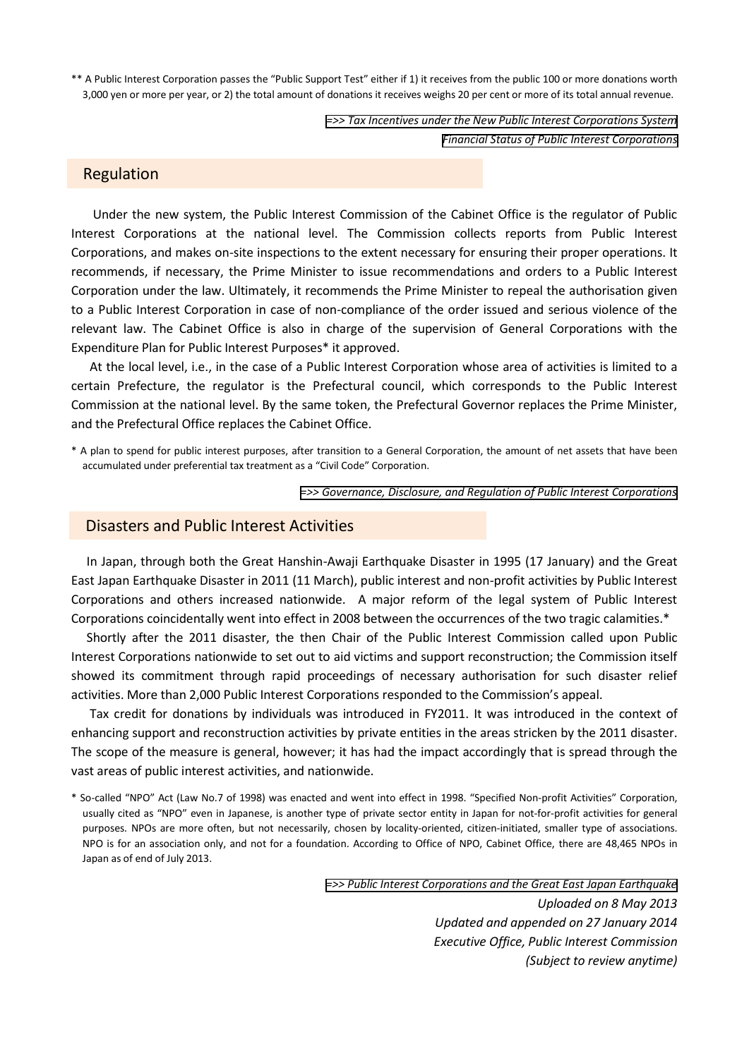** A Public Interest Corporation passes the "Public Support Test" either if 1) it receives from the public 100 or more donations worth 3,000 yen or more per year, or 2) the total amount of donations it receives weighs 20 per cent or more of its total annual revenue.

*=>> Tax Incentives under the New Public Interest Corporations System*
*Financial Status of Public Interest Corporations*

## Regulation

Under the new system, the Public Interest Commission of the Cabinet Office is the regulator of Public Interest Corporations at the national level. The Commission collects reports from Public Interest Corporations, and makes on-site inspections to the extent necessary for ensuring their proper operations. It recommends, if necessary, the Prime Minister to issue recommendations and orders to a Public Interest Corporation under the law. Ultimately, it recommends the Prime Minister to repeal the authorisation given to a Public Interest Corporation in case of non-compliance of the order issued and serious violence of the relevant law. The Cabinet Office is also in charge of the supervision of General Corporations with the Expenditure Plan for Public Interest Purposes* it approved.

At the local level, i.e., in the case of a Public Interest Corporation whose area of activities is limited to a certain Prefecture, the regulator is the Prefectural council, which corresponds to the Public Interest Commission at the national level. By the same token, the Prefectural Governor replaces the Prime Minister, and the Prefectural Office replaces the Cabinet Office.

* A plan to spend for public interest purposes, after transition to a General Corporation, the amount of net assets that have been accumulated under preferential tax treatment as a "Civil Code" Corporation.

*=>> Governance, Disclosure, and Regulation of Public Interest Corporations*

## Disasters and Public Interest Activities

In Japan, through both the Great Hanshin-Awaji Earthquake Disaster in 1995 (17 January) and the Great East Japan Earthquake Disaster in 2011 (11 March), public interest and non-profit activities by Public Interest Corporations and others increased nationwide. A major reform of the legal system of Public Interest Corporations coincidentally went into effect in 2008 between the occurrences of the two tragic calamities.*

Shortly after the 2011 disaster, the then Chair of the Public Interest Commission called upon Public Interest Corporations nationwide to set out to aid victims and support reconstruction; the Commission itself showed its commitment through rapid proceedings of necessary authorisation for such disaster relief activities. More than 2,000 Public Interest Corporations responded to the Commission's appeal.

Tax credit for donations by individuals was introduced in FY2011. It was introduced in the context of enhancing support and reconstruction activities by private entities in the areas stricken by the 2011 disaster. The scope of the measure is general, however; it has had the impact accordingly that is spread through the vast areas of public interest activities, and nationwide.

* So-called "NPO" Act (Law No.7 of 1998) was enacted and went into effect in 1998. "Specified Non-profit Activities" Corporation, usually cited as "NPO" even in Japanese, is another type of private sector entity in Japan for not-for-profit activities for general purposes. NPOs are more often, but not necessarily, chosen by locality-oriented, citizen-initiated, smaller type of associations. NPO is for an association only, and not for a foundation. According to Office of NPO, Cabinet Office, there are 48,465 NPOs in Japan as of end of July 2013.

*=>> Public Interest Corporations and the Great East Japan Earthquake*

*Uploaded on 8 May 2013*
*Updated and appended on 27 January 2014*
*Executive Office, Public Interest Commission*
*(Subject to review anytime)*